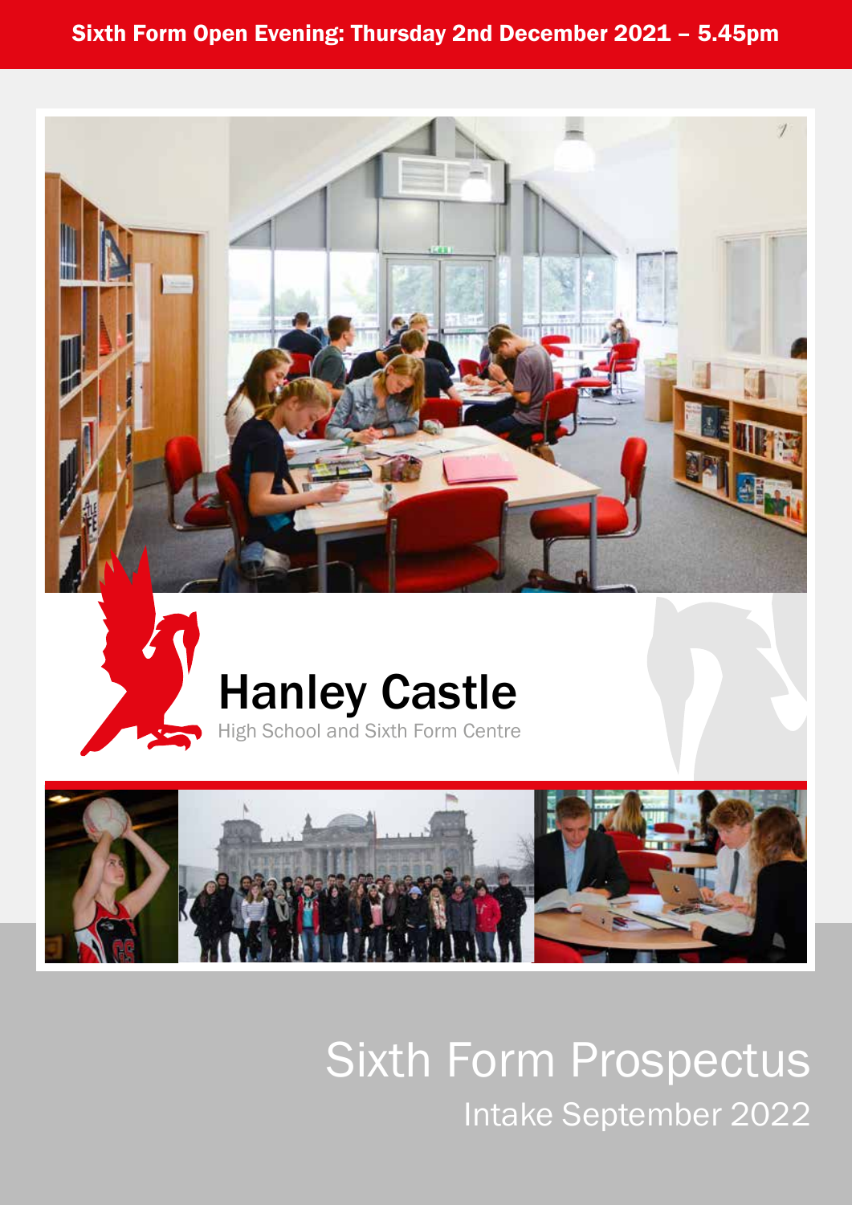**Sixth Form Open Evening: Thursday 2nd December 2021 – 5.45pm**

# Hanley Castle

High School and Sixth Form Centre

# Sixth Form Prospectus

Intake September 2022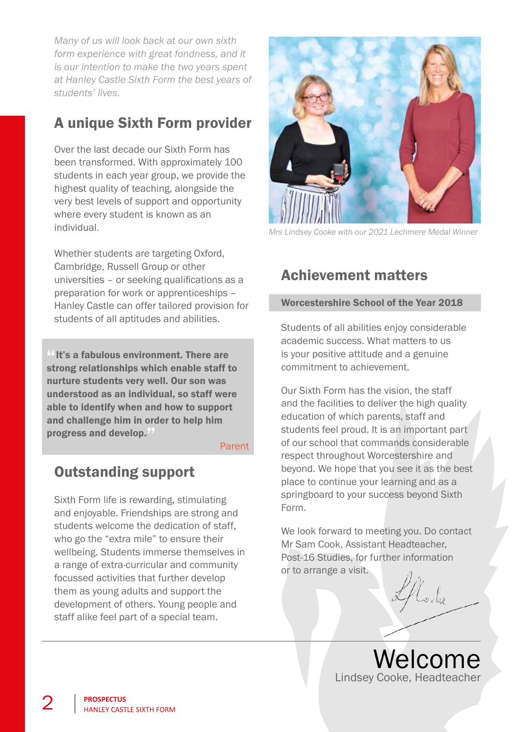*Many of us will look back at our own sixth form experience with great fondness, and it is our intention to make the two years spent at Hanley Castle Sixth Form the best years of students' lives.*

## A unique Sixth Form provider

Over the last decade our Sixth Form has been transformed. With approximately 100 students in each year group, we provide the highest quality of teaching, alongside the very best levels of support and opportunity where every student is known as an individual.

Whether students are targeting Oxford, Cambridge, Russell Group or other universities – or seeking qualifications as a preparation for work or apprenticeships – Hanley Castle can offer tailored provision for students of all aptitudes and abilities.

> **"It's a fabulous environment. There are strong relationships which enable staff to nurture students very well. Our son was understood as an individual, so staff were able to identify when and how to support and challenge him in order to help him progress and develop."**
>
> Parent

## Outstanding support

Sixth Form life is rewarding, stimulating and enjoyable. Friendships are strong and students welcome the dedication of staff, who go the "extra mile" to ensure their wellbeing. Students immerse themselves in a range of extra-curricular and community focussed activities that further develop them as young adults and support the development of others. Young people and staff alike feel part of a special team.

*Mrs Lindsey Cooke with our 2021 Lechmere Medal Winner*

## Achievement matters

**Worcestershire School of the Year 2018**

Students of all abilities enjoy considerable academic success. What matters to us is your positive attitude and a genuine commitment to achievement.

Our Sixth Form has the vision, the staff and the facilities to deliver the high quality education of which parents, staff and students feel proud. It is an important part of our school that commands considerable respect throughout Worcestershire and beyond. We hope that you see it as the best place to continue your learning and as a springboard to your success beyond Sixth Form.

We look forward to meeting you. Do contact Mr Sam Cook, Assistant Headteacher, Post-16 Studies, for further information or to arrange a visit.

# Welcome

Lindsey Cooke, Headteacher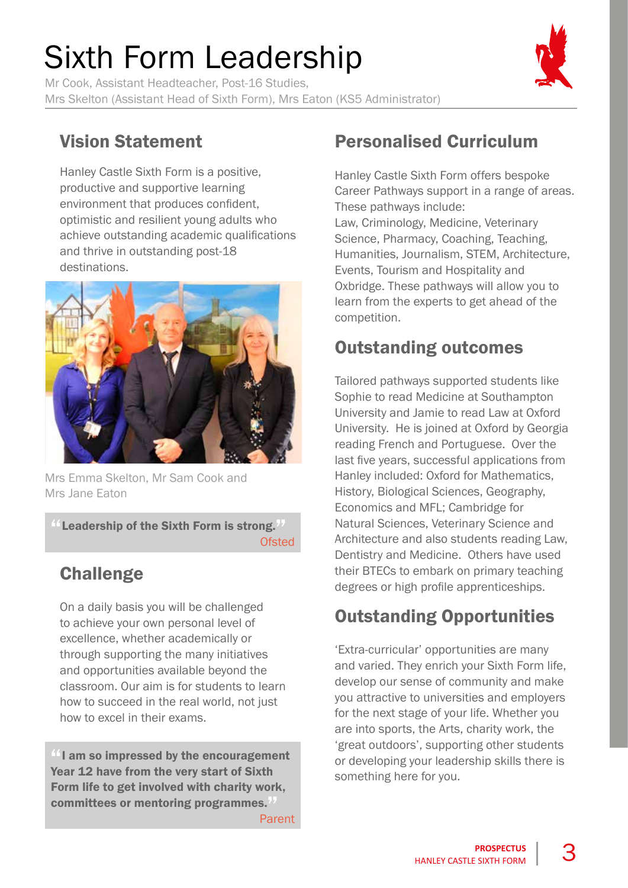# Sixth Form Leadership

Mr Cook, Assistant Headteacher, Post-16 Studies,
Mrs Skelton (Assistant Head of Sixth Form), Mrs Eaton (KS5 Administrator)

## Vision Statement

Hanley Castle Sixth Form is a positive, productive and supportive learning environment that produces confident, optimistic and resilient young adults who achieve outstanding academic qualifications and thrive in outstanding post-18 destinations.

Mrs Emma Skelton, Mr Sam Cook and Mrs Jane Eaton

> **"Leadership of the Sixth Form is strong."**
> Ofsted

## Challenge

On a daily basis you will be challenged to achieve your own personal level of excellence, whether academically or through supporting the many initiatives and opportunities available beyond the classroom. Our aim is for students to learn how to succeed in the real world, not just how to excel in their exams.

> **"I am so impressed by the encouragement Year 12 have from the very start of Sixth Form life to get involved with charity work, committees or mentoring programmes."**
> Parent

## Personalised Curriculum

Hanley Castle Sixth Form offers bespoke Career Pathways support in a range of areas. These pathways include:
Law, Criminology, Medicine, Veterinary Science, Pharmacy, Coaching, Teaching, Humanities, Journalism, STEM, Architecture, Events, Tourism and Hospitality and Oxbridge. These pathways will allow you to learn from the experts to get ahead of the competition.

## Outstanding outcomes

Tailored pathways supported students like Sophie to read Medicine at Southampton University and Jamie to read Law at Oxford University. He is joined at Oxford by Georgia reading French and Portuguese. Over the last five years, successful applications from Hanley included: Oxford for Mathematics, History, Biological Sciences, Geography, Economics and MFL; Cambridge for Natural Sciences, Veterinary Science and Architecture and also students reading Law, Dentistry and Medicine. Others have used their BTECs to embark on primary teaching degrees or high profile apprenticeships.

## Outstanding Opportunities

'Extra-curricular' opportunities are many and varied. They enrich your Sixth Form life, develop our sense of community and make you attractive to universities and employers for the next stage of your life. Whether you are into sports, the Arts, charity work, the 'great outdoors', supporting other students or developing your leadership skills there is something here for you.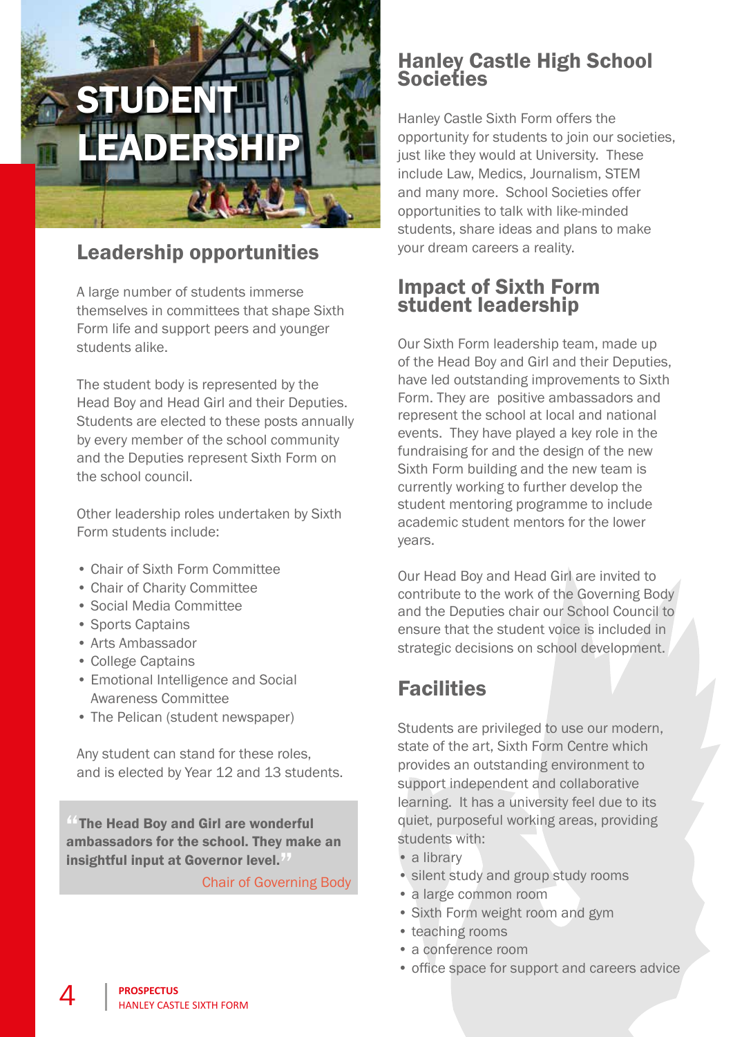# STUDENT LEADERSHIP

## Leadership opportunities

A large number of students immerse themselves in committees that shape Sixth Form life and support peers and younger students alike.

The student body is represented by the Head Boy and Head Girl and their Deputies. Students are elected to these posts annually by every member of the school community and the Deputies represent Sixth Form on the school council.

Other leadership roles undertaken by Sixth Form students include:

- Chair of Sixth Form Committee
- Chair of Charity Committee
- Social Media Committee
- Sports Captains
- Arts Ambassador
- College Captains
- Emotional Intelligence and Social Awareness Committee
- The Pelican (student newspaper)

Any student can stand for these roles, and is elected by Year 12 and 13 students.

> **"The Head Boy and Girl are wonderful ambassadors for the school. They make an insightful input at Governor level."**
>
> Chair of Governing Body

## Hanley Castle High School Societies

Hanley Castle Sixth Form offers the opportunity for students to join our societies, just like they would at University. These include Law, Medics, Journalism, STEM and many more. School Societies offer opportunities to talk with like-minded students, share ideas and plans to make your dream careers a reality.

## Impact of Sixth Form student leadership

Our Sixth Form leadership team, made up of the Head Boy and Girl and their Deputies, have led outstanding improvements to Sixth Form. They are positive ambassadors and represent the school at local and national events. They have played a key role in the fundraising for and the design of the new Sixth Form building and the new team is currently working to further develop the student mentoring programme to include academic student mentors for the lower years.

Our Head Boy and Head Girl are invited to contribute to the work of the Governing Body and the Deputies chair our School Council to ensure that the student voice is included in strategic decisions on school development.

## Facilities

Students are privileged to use our modern, state of the art, Sixth Form Centre which provides an outstanding environment to support independent and collaborative learning. It has a university feel due to its quiet, purposeful working areas, providing students with:

- a library
- silent study and group study rooms
- a large common room
- Sixth Form weight room and gym
- teaching rooms
- a conference room
- office space for support and careers advice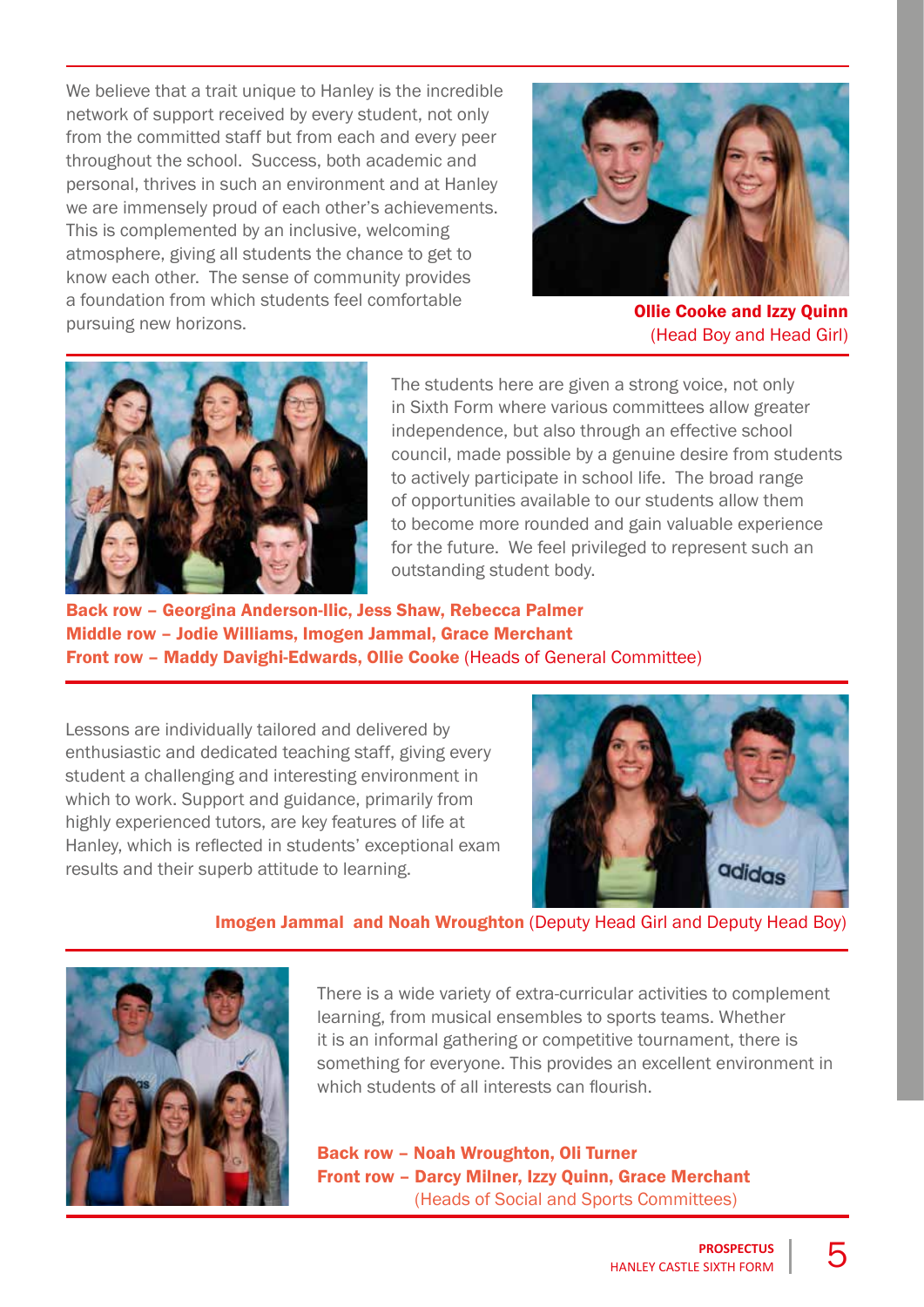We believe that a trait unique to Hanley is the incredible network of support received by every student, not only from the committed staff but from each and every peer throughout the school. Success, both academic and personal, thrives in such an environment and at Hanley we are immensely proud of each other's achievements. This is complemented by an inclusive, welcoming atmosphere, giving all students the chance to get to know each other. The sense of community provides a foundation from which students feel comfortable pursuing new horizons.

**Ollie Cooke and Izzy Quinn**
(Head Boy and Head Girl)

The students here are given a strong voice, not only in Sixth Form where various committees allow greater independence, but also through an effective school council, made possible by a genuine desire from students to actively participate in school life. The broad range of opportunities available to our students allow them to become more rounded and gain valuable experience for the future. We feel privileged to represent such an outstanding student body.

**Back row – Georgina Anderson-Ilic, Jess Shaw, Rebecca Palmer**
**Middle row – Jodie Williams, Imogen Jammal, Grace Merchant**
**Front row – Maddy Davighi-Edwards, Ollie Cooke** (Heads of General Committee)

Lessons are individually tailored and delivered by enthusiastic and dedicated teaching staff, giving every student a challenging and interesting environment in which to work. Support and guidance, primarily from highly experienced tutors, are key features of life at Hanley, which is reflected in students' exceptional exam results and their superb attitude to learning.

**Imogen Jammal and Noah Wroughton** (Deputy Head Girl and Deputy Head Boy)

There is a wide variety of extra-curricular activities to complement learning, from musical ensembles to sports teams. Whether it is an informal gathering or competitive tournament, there is something for everyone. This provides an excellent environment in which students of all interests can flourish.

**Back row – Noah Wroughton, Oli Turner**
**Front row – Darcy Milner, Izzy Quinn, Grace Merchant**
(Heads of Social and Sports Committees)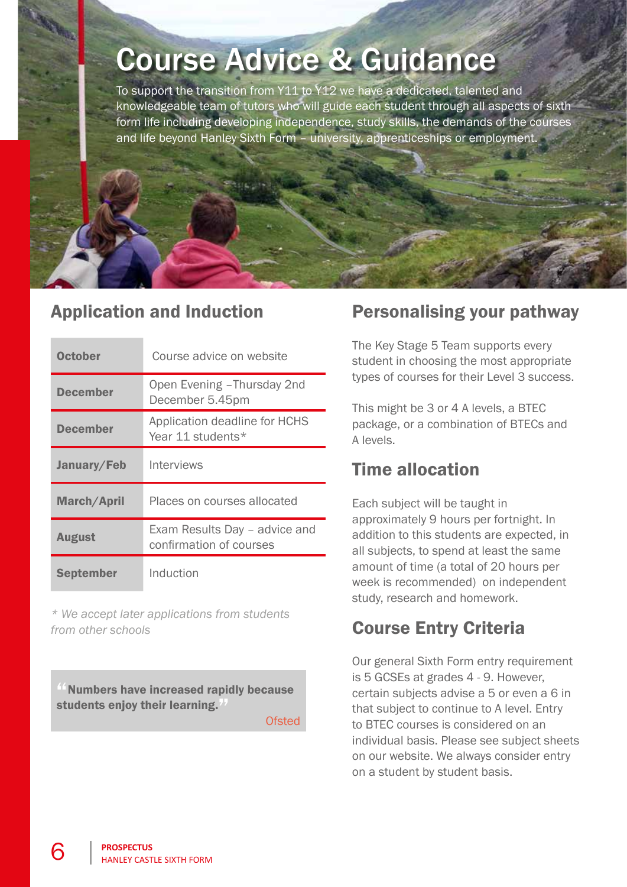# Course Advice & Guidance

To support the transition from Y11 to Y12 we have a dedicated, talented and knowledgeable team of tutors who will guide each student through all aspects of sixth form life including developing independence, study skills, the demands of the courses and life beyond Hanley Sixth Form – university, apprenticeships or employment.

## Application and Induction

| | |
|---|---|
| **October** | Course advice on website |
| **December** | Open Evening –Thursday 2nd December 5.45pm |
| **December** | Application deadline for HCHS Year 11 students* |
| **January/Feb** | Interviews |
| **March/April** | Places on courses allocated |
| **August** | Exam Results Day – advice and confirmation of courses |
| **September** | Induction |

*\* We accept later applications from students from other schools*

> **"Numbers have increased rapidly because students enjoy their learning."**
>
> Ofsted

## Personalising your pathway

The Key Stage 5 Team supports every student in choosing the most appropriate types of courses for their Level 3 success.

This might be 3 or 4 A levels, a BTEC package, or a combination of BTECs and A levels.

## Time allocation

Each subject will be taught in approximately 9 hours per fortnight. In addition to this students are expected, in all subjects, to spend at least the same amount of time (a total of 20 hours per week is recommended) on independent study, research and homework.

## Course Entry Criteria

Our general Sixth Form entry requirement is 5 GCSEs at grades 4 - 9. However, certain subjects advise a 5 or even a 6 in that subject to continue to A level. Entry to BTEC courses is considered on an individual basis. Please see subject sheets on our website. We always consider entry on a student by student basis.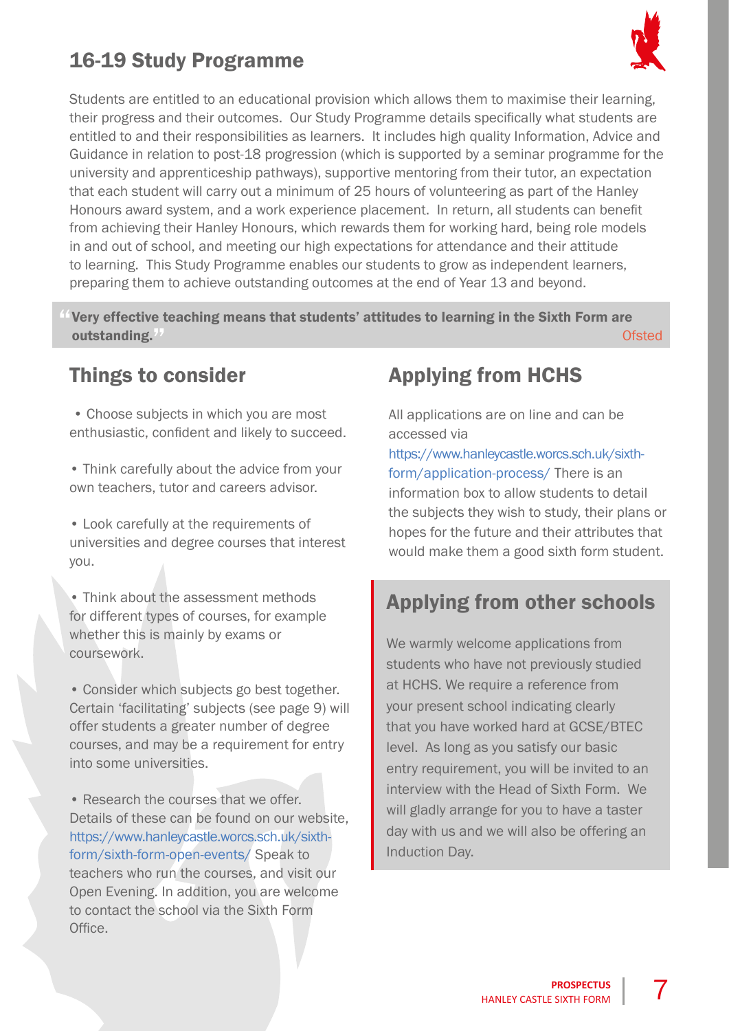## 16-19 Study Programme

Students are entitled to an educational provision which allows them to maximise their learning, their progress and their outcomes. Our Study Programme details specifically what students are entitled to and their responsibilities as learners. It includes high quality Information, Advice and Guidance in relation to post-18 progression (which is supported by a seminar programme for the university and apprenticeship pathways), supportive mentoring from their tutor, an expectation that each student will carry out a minimum of 25 hours of volunteering as part of the Hanley Honours award system, and a work experience placement. In return, all students can benefit from achieving their Hanley Honours, which rewards them for working hard, being role models in and out of school, and meeting our high expectations for attendance and their attitude to learning. This Study Programme enables our students to grow as independent learners, preparing them to achieve outstanding outcomes at the end of Year 13 and beyond.

> **"Very effective teaching means that students' attitudes to learning in the Sixth Form are outstanding."**
> Ofsted

## Things to consider

- Choose subjects in which you are most enthusiastic, confident and likely to succeed.
- Think carefully about the advice from your own teachers, tutor and careers advisor.
- Look carefully at the requirements of universities and degree courses that interest you.
- Think about the assessment methods for different types of courses, for example whether this is mainly by exams or coursework.
- Consider which subjects go best together. Certain 'facilitating' subjects (see page 9) will offer students a greater number of degree courses, and may be a requirement for entry into some universities.
- Research the courses that we offer. Details of these can be found on our website, https://www.hanleycastle.worcs.sch.uk/sixth-form/sixth-form-open-events/ Speak to teachers who run the courses, and visit our Open Evening. In addition, you are welcome to contact the school via the Sixth Form Office.

## Applying from HCHS

All applications are on line and can be accessed via https://www.hanleycastle.worcs.sch.uk/sixth-form/application-process/ There is an information box to allow students to detail the subjects they wish to study, their plans or hopes for the future and their attributes that would make them a good sixth form student.

## Applying from other schools

We warmly welcome applications from students who have not previously studied at HCHS. We require a reference from your present school indicating clearly that you have worked hard at GCSE/BTEC level. As long as you satisfy our basic entry requirement, you will be invited to an interview with the Head of Sixth Form. We will gladly arrange for you to have a taster day with us and we will also be offering an Induction Day.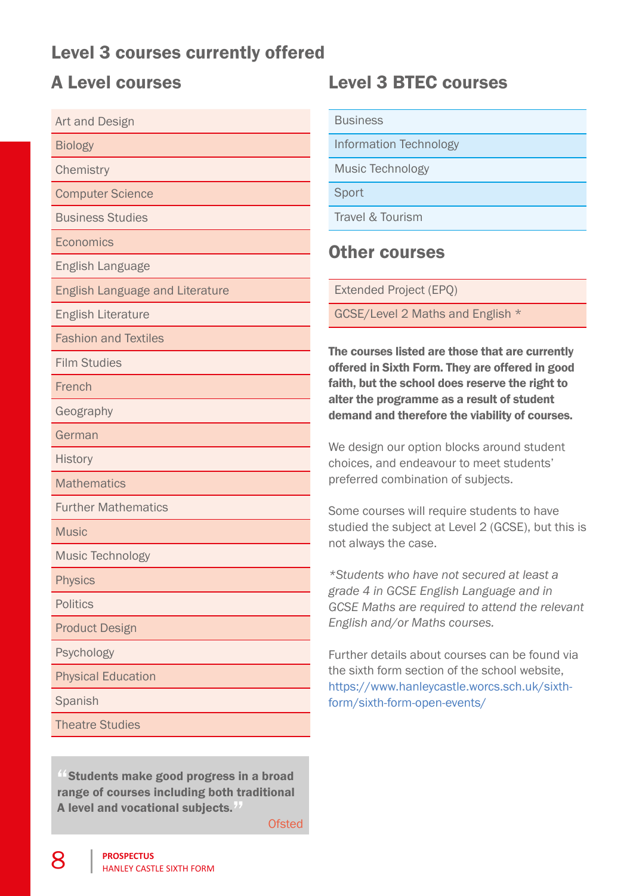# Level 3 courses currently offered

## A Level courses

| A Level courses |
|---|
| Art and Design |
| Biology |
| Chemistry |
| Computer Science |
| Business Studies |
| Economics |
| English Language |
| English Language and Literature |
| English Literature |
| Fashion and Textiles |
| Film Studies |
| French |
| Geography |
| German |
| History |
| Mathematics |
| Further Mathematics |
| Music |
| Music Technology |
| Physics |
| Politics |
| Product Design |
| Psychology |
| Physical Education |
| Spanish |
| Theatre Studies |

> “Students make good progress in a broad range of courses including both traditional A level and vocational subjects.”
>
> Ofsted

## Level 3 BTEC courses

| Level 3 BTEC courses |
|---|
| Business |
| Information Technology |
| Music Technology |
| Sport |
| Travel & Tourism |

## Other courses

| Other courses |
|---|
| Extended Project (EPQ) |
| GCSE/Level 2 Maths and English * |

**The courses listed are those that are currently offered in Sixth Form. They are offered in good faith, but the school does reserve the right to alter the programme as a result of student demand and therefore the viability of courses.**

We design our option blocks around student choices, and endeavour to meet students' preferred combination of subjects.

Some courses will require students to have studied the subject at Level 2 (GCSE), but this is not always the case.

**Students who have not secured at least a grade 4 in GCSE English Language and in GCSE Maths are required to attend the relevant English and/or Maths courses.*

Further details about courses can be found via the sixth form section of the school website, https://www.hanleycastle.worcs.sch.uk/sixth-form/sixth-form-open-events/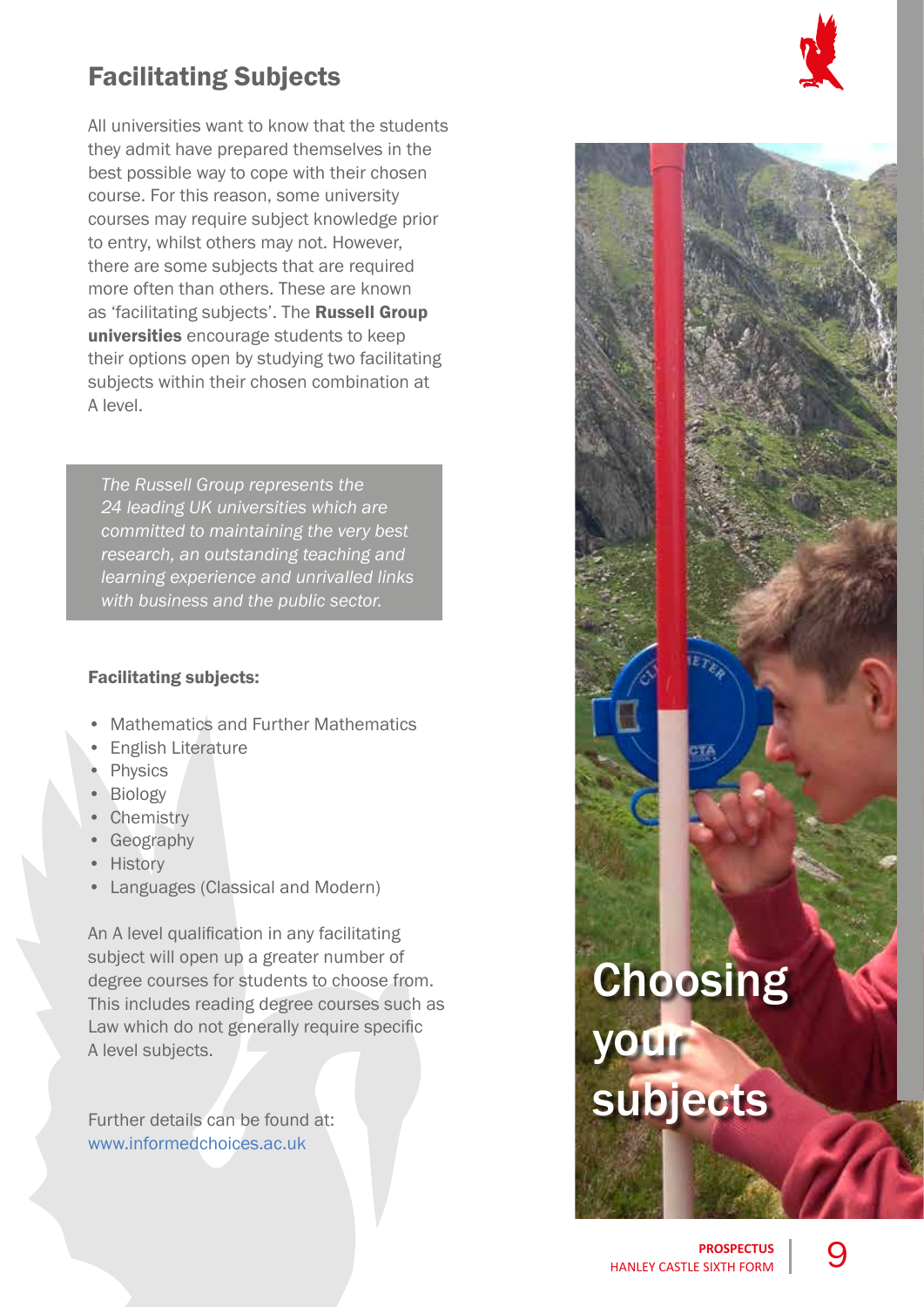## Facilitating Subjects

All universities want to know that the students they admit have prepared themselves in the best possible way to cope with their chosen course. For this reason, some university courses may require subject knowledge prior to entry, whilst others may not. However, there are some subjects that are required more often than others. These are known as 'facilitating subjects'. The **Russell Group universities** encourage students to keep their options open by studying two facilitating subjects within their chosen combination at A level.

*The Russell Group represents the 24 leading UK universities which are committed to maintaining the very best research, an outstanding teaching and learning experience and unrivalled links with business and the public sector.*

**Facilitating subjects:**

- Mathematics and Further Mathematics
- English Literature
- Physics
- Biology
- Chemistry
- Geography
- History
- Languages (Classical and Modern)

An A level qualification in any facilitating subject will open up a greater number of degree courses for students to choose from. This includes reading degree courses such as Law which do not generally require specific A level subjects.

Further details can be found at:
www.informedchoices.ac.uk

# Choosing your subjects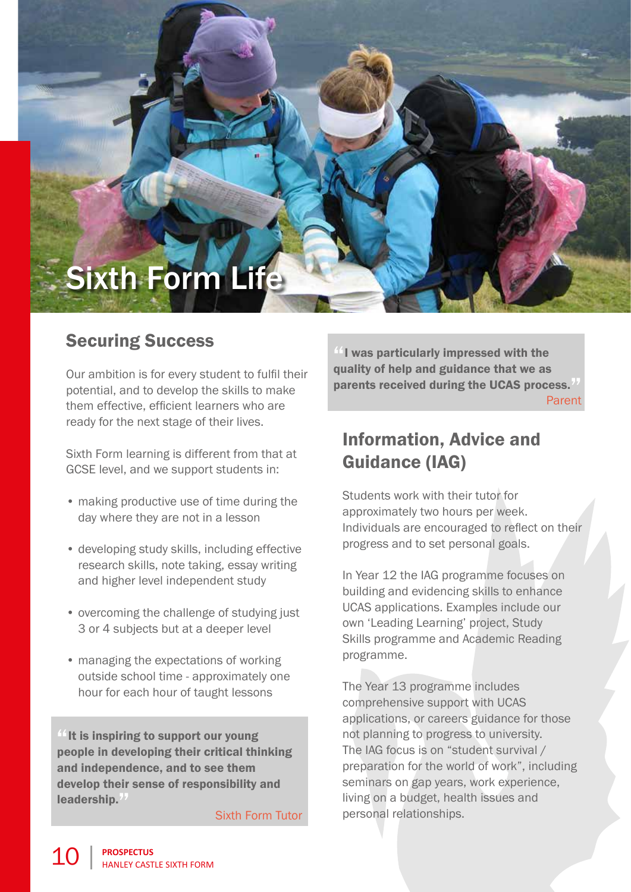# Sixth Form Life

## Securing Success

Our ambition is for every student to fulfil their potential, and to develop the skills to make them effective, efficient learners who are ready for the next stage of their lives.

Sixth Form learning is different from that at GCSE level, and we support students in:

- making productive use of time during the day where they are not in a lesson
- developing study skills, including effective research skills, note taking, essay writing and higher level independent study
- overcoming the challenge of studying just 3 or 4 subjects but at a deeper level
- managing the expectations of working outside school time - approximately one hour for each hour of taught lessons

> **"It is inspiring to support our young people in developing their critical thinking and independence, and to see them develop their sense of responsibility and leadership."**
>
> Sixth Form Tutor

> **"I was particularly impressed with the quality of help and guidance that we as parents received during the UCAS process."**
>
> Parent

## Information, Advice and Guidance (IAG)

Students work with their tutor for approximately two hours per week. Individuals are encouraged to reflect on their progress and to set personal goals.

In Year 12 the IAG programme focuses on building and evidencing skills to enhance UCAS applications. Examples include our own 'Leading Learning' project, Study Skills programme and Academic Reading programme.

The Year 13 programme includes comprehensive support with UCAS applications, or careers guidance for those not planning to progress to university. The IAG focus is on "student survival / preparation for the world of work", including seminars on gap years, work experience, living on a budget, health issues and personal relationships.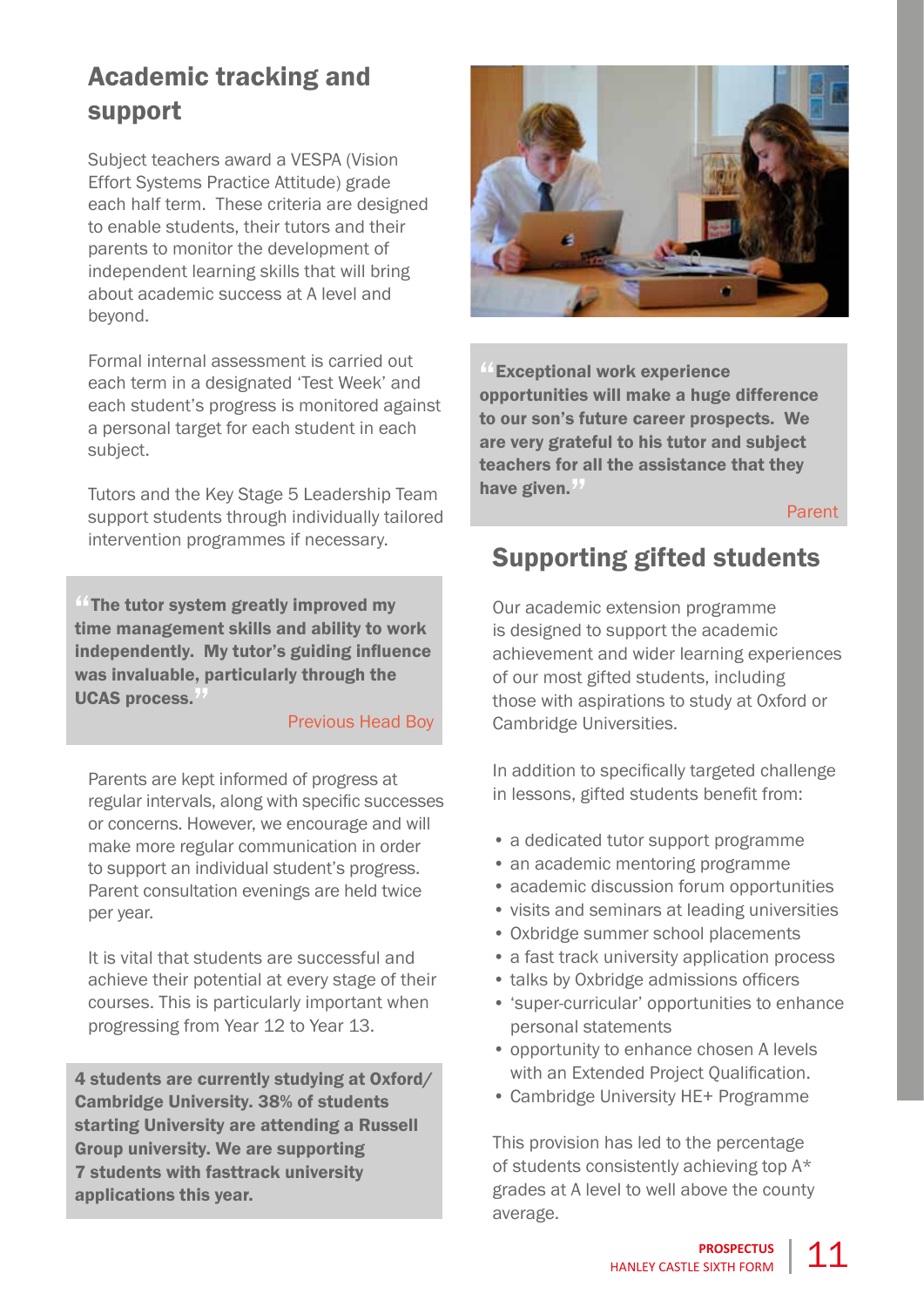## Academic tracking and support

Subject teachers award a VESPA (Vision Effort Systems Practice Attitude) grade each half term. These criteria are designed to enable students, their tutors and their parents to monitor the development of independent learning skills that will bring about academic success at A level and beyond.

Formal internal assessment is carried out each term in a designated 'Test Week' and each student's progress is monitored against a personal target for each student in each subject.

Tutors and the Key Stage 5 Leadership Team support students through individually tailored intervention programmes if necessary.

> **"The tutor system greatly improved my time management skills and ability to work independently. My tutor's guiding influence was invaluable, particularly through the UCAS process."**
>
> Previous Head Boy

Parents are kept informed of progress at regular intervals, along with specific successes or concerns. However, we encourage and will make more regular communication in order to support an individual student's progress. Parent consultation evenings are held twice per year.

It is vital that students are successful and achieve their potential at every stage of their courses. This is particularly important when progressing from Year 12 to Year 13.

**4 students are currently studying at Oxford/Cambridge University. 38% of students starting University are attending a Russell Group university. We are supporting 7 students with fasttrack university applications this year.**

> **"Exceptional work experience opportunities will make a huge difference to our son's future career prospects. We are very grateful to his tutor and subject teachers for all the assistance that they have given."**
>
> Parent

## Supporting gifted students

Our academic extension programme is designed to support the academic achievement and wider learning experiences of our most gifted students, including those with aspirations to study at Oxford or Cambridge Universities.

In addition to specifically targeted challenge in lessons, gifted students benefit from:

- a dedicated tutor support programme
- an academic mentoring programme
- academic discussion forum opportunities
- visits and seminars at leading universities
- Oxbridge summer school placements
- a fast track university application process
- talks by Oxbridge admissions officers
- 'super-curricular' opportunities to enhance personal statements
- opportunity to enhance chosen A levels with an Extended Project Qualification.
- Cambridge University HE+ Programme

This provision has led to the percentage of students consistently achieving top A* grades at A level to well above the county average.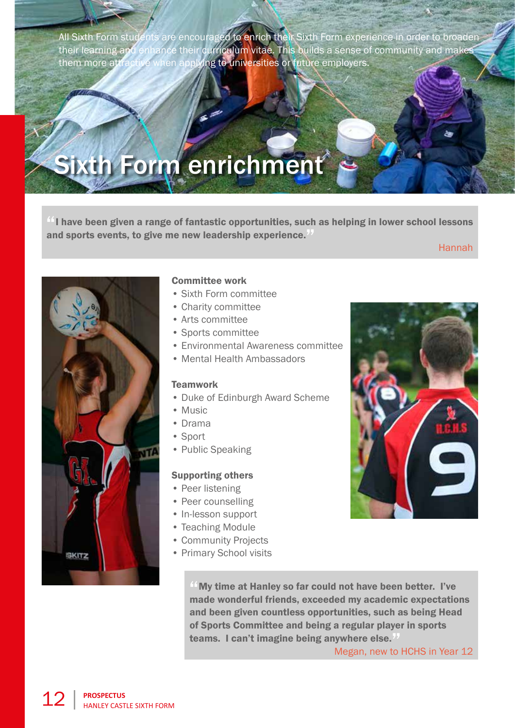All Sixth Form students are encouraged to enrich their Sixth Form experience in order to broaden their learning and enhance their curriculum vitae. This builds a sense of community and makes them more attractive when applying to universities or future employers.

# Sixth Form enrichment

**"I have been given a range of fantastic opportunities, such as helping in lower school lessons and sports events, to give me new leadership experience."**

Hannah

**Committee work**

- Sixth Form committee
- Charity committee
- Arts committee
- Sports committee
- Environmental Awareness committee
- Mental Health Ambassadors

**Teamwork**

- Duke of Edinburgh Award Scheme
- Music
- Drama
- Sport
- Public Speaking

**Supporting others**

- Peer listening
- Peer counselling
- In-lesson support
- Teaching Module
- Community Projects
- Primary School visits

**"My time at Hanley so far could not have been better. I've made wonderful friends, exceeded my academic expectations and been given countless opportunities, such as being Head of Sports Committee and being a regular player in sports teams. I can't imagine being anywhere else."**

Megan, new to HCHS in Year 12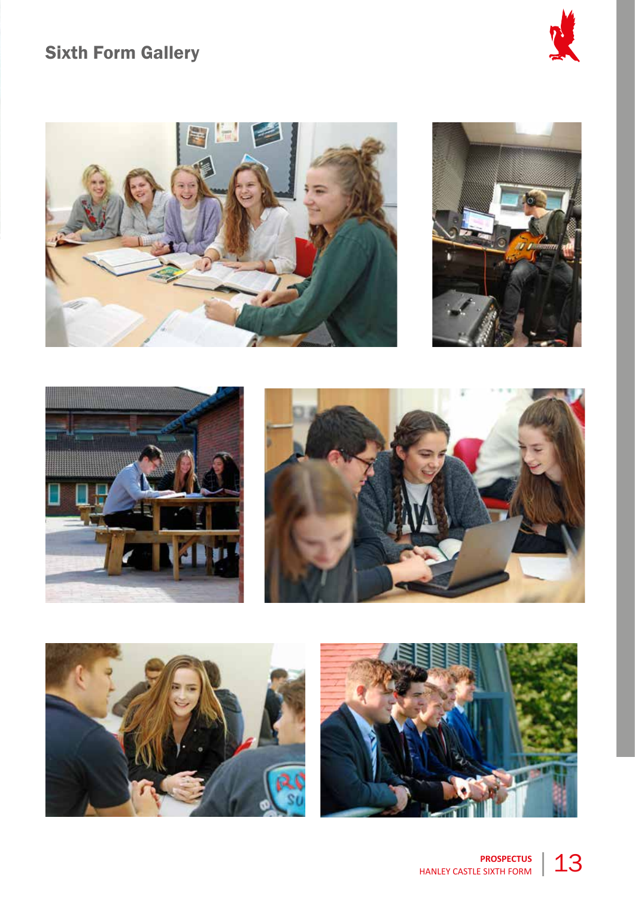## Sixth Form Gallery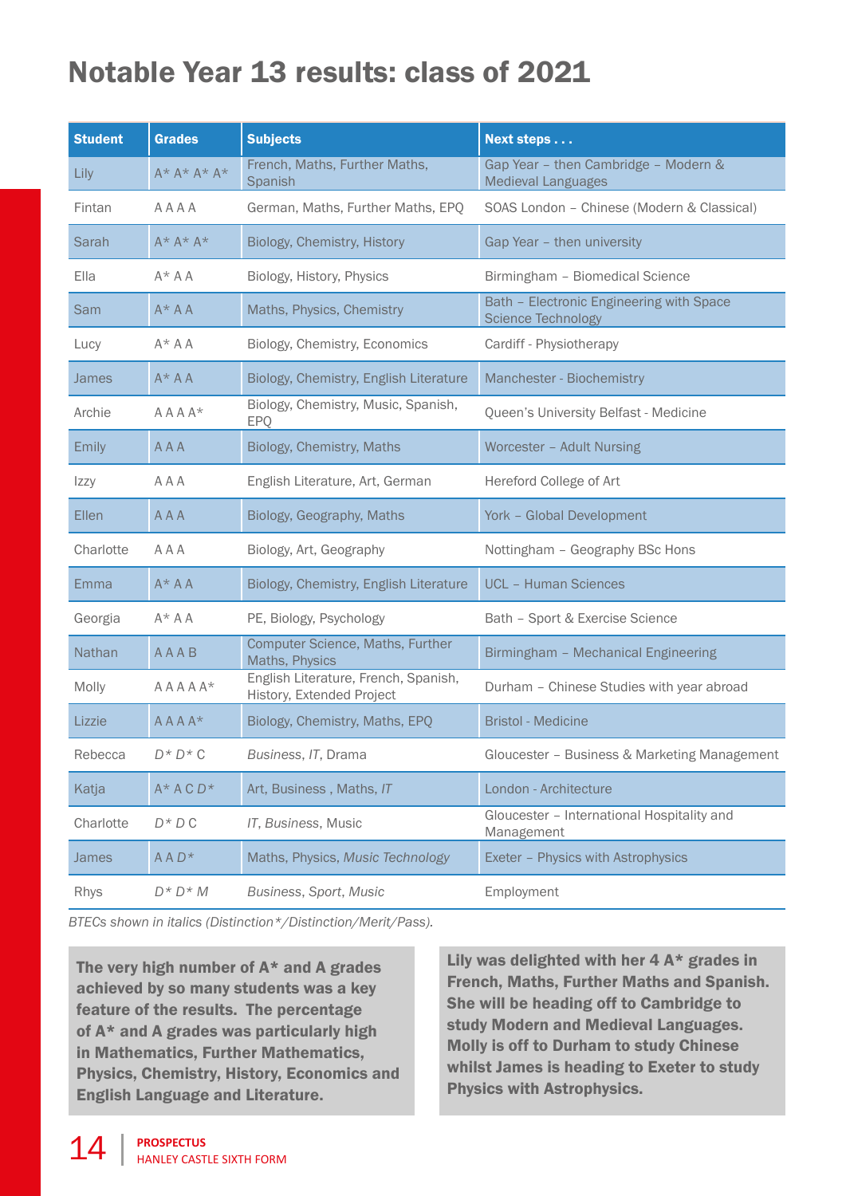# Notable Year 13 results: class of 2021

| Student | Grades | Subjects | Next steps . . . |
|---|---|---|---|
| Lily | A* A* A* A* | French, Maths, Further Maths, Spanish | Gap Year – then Cambridge – Modern & Medieval Languages |
| Fintan | A A A A | German, Maths, Further Maths, EPQ | SOAS London – Chinese (Modern & Classical) |
| Sarah | A* A* A* | Biology, Chemistry, History | Gap Year – then university |
| Ella | A* A A | Biology, History, Physics | Birmingham – Biomedical Science |
| Sam | A* A A | Maths, Physics, Chemistry | Bath – Electronic Engineering with Space Science Technology |
| Lucy | A* A A | Biology, Chemistry, Economics | Cardiff - Physiotherapy |
| James | A* A A | Biology, Chemistry, English Literature | Manchester - Biochemistry |
| Archie | A A A A* | Biology, Chemistry, Music, Spanish, EPQ | Queen's University Belfast - Medicine |
| Emily | A A A | Biology, Chemistry, Maths | Worcester – Adult Nursing |
| Izzy | A A A | English Literature, Art, German | Hereford College of Art |
| Ellen | A A A | Biology, Geography, Maths | York – Global Development |
| Charlotte | A A A | Biology, Art, Geography | Nottingham – Geography BSc Hons |
| Emma | A* A A | Biology, Chemistry, English Literature | UCL – Human Sciences |
| Georgia | A* A A | PE, Biology, Psychology | Bath – Sport & Exercise Science |
| Nathan | A A A B | Computer Science, Maths, Further Maths, Physics | Birmingham – Mechanical Engineering |
| Molly | A A A A A* | English Literature, French, Spanish, History, Extended Project | Durham – Chinese Studies with year abroad |
| Lizzie | A A A A* | Biology, Chemistry, Maths, EPQ | Bristol - Medicine |
| Rebecca | *D* D** C | *Business*, *IT*, Drama | Gloucester – Business & Marketing Management |
| Katja | A* A C *D** | Art, Business , Maths, *IT* | London - Architecture |
| Charlotte | *D* D* C | *IT*, *Business*, Music | Gloucester – International Hospitality and Management |
| James | A A *D** | Maths, Physics, *Music Technology* | Exeter – Physics with Astrophysics |
| Rhys | *D* D* M* | *Business*, *Sport*, *Music* | Employment |

*BTECs shown in italics (Distinction*/Distinction/Merit/Pass).*

**The very high number of A* and A grades achieved by so many students was a key feature of the results. The percentage of A* and A grades was particularly high in Mathematics, Further Mathematics, Physics, Chemistry, History, Economics and English Language and Literature.**

**Lily was delighted with her 4 A* grades in French, Maths, Further Maths and Spanish. She will be heading off to Cambridge to study Modern and Medieval Languages. Molly is off to Durham to study Chinese whilst James is heading to Exeter to study Physics with Astrophysics.**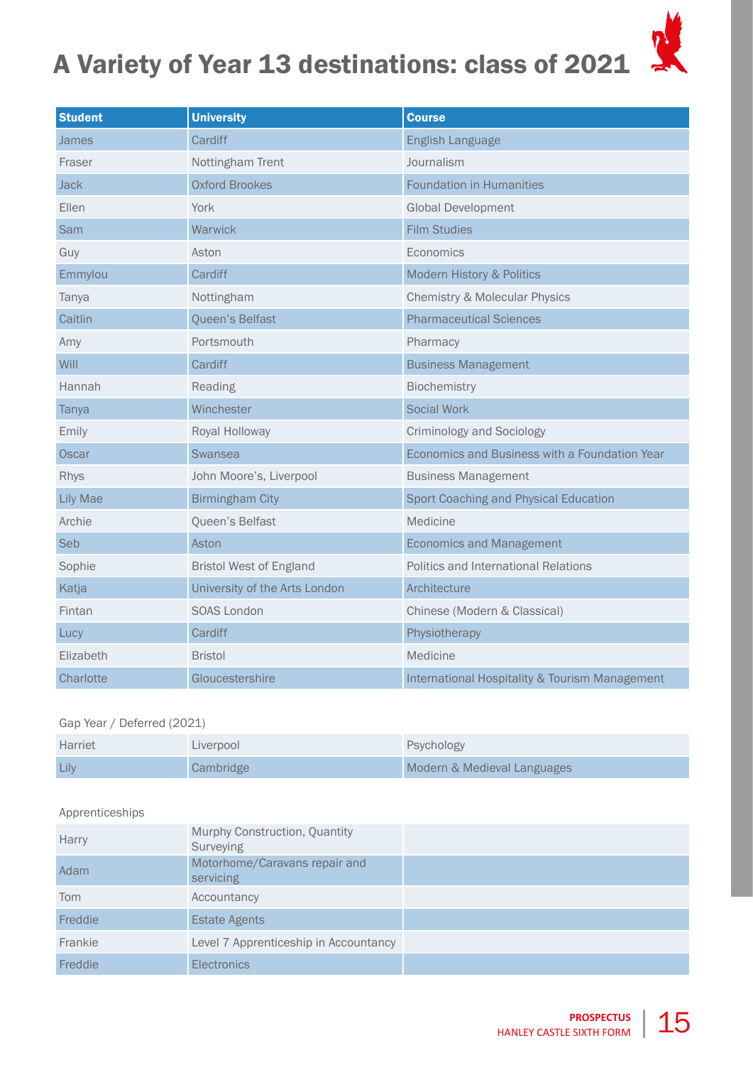# A Variety of Year 13 destinations: class of 2021

| Student | University | Course |
|---|---|---|
| James | Cardiff | English Language |
| Fraser | Nottingham Trent | Journalism |
| Jack | Oxford Brookes | Foundation in Humanities |
| Ellen | York | Global Development |
| Sam | Warwick | Film Studies |
| Guy | Aston | Economics |
| Emmylou | Cardiff | Modern History & Politics |
| Tanya | Nottingham | Chemistry & Molecular Physics |
| Caitlin | Queen's Belfast | Pharmaceutical Sciences |
| Amy | Portsmouth | Pharmacy |
| Will | Cardiff | Business Management |
| Hannah | Reading | Biochemistry |
| Tanya | Winchester | Social Work |
| Emily | Royal Holloway | Criminology and Sociology |
| Oscar | Swansea | Economics and Business with a Foundation Year |
| Rhys | John Moore's, Liverpool | Business Management |
| Lily Mae | Birmingham City | Sport Coaching and Physical Education |
| Archie | Queen's Belfast | Medicine |
| Seb | Aston | Economics and Management |
| Sophie | Bristol West of England | Politics and International Relations |
| Katja | University of the Arts London | Architecture |
| Fintan | SOAS London | Chinese (Modern & Classical) |
| Lucy | Cardiff | Physiotherapy |
| Elizabeth | Bristol | Medicine |
| Charlotte | Gloucestershire | International Hospitality & Tourism Management |

Gap Year / Deferred (2021)

| | | |
|---|---|---|
| Harriet | Liverpool | Psychology |
| Lily | Cambridge | Modern & Medieval Languages |

Apprenticeships

| | | |
|---|---|---|
| Harry | Murphy Construction, Quantity Surveying | |
| Adam | Motorhome/Caravans repair and servicing | |
| Tom | Accountancy | |
| Freddie | Estate Agents | |
| Frankie | Level 7 Apprenticeship in Accountancy | |
| Freddie | Electronics | |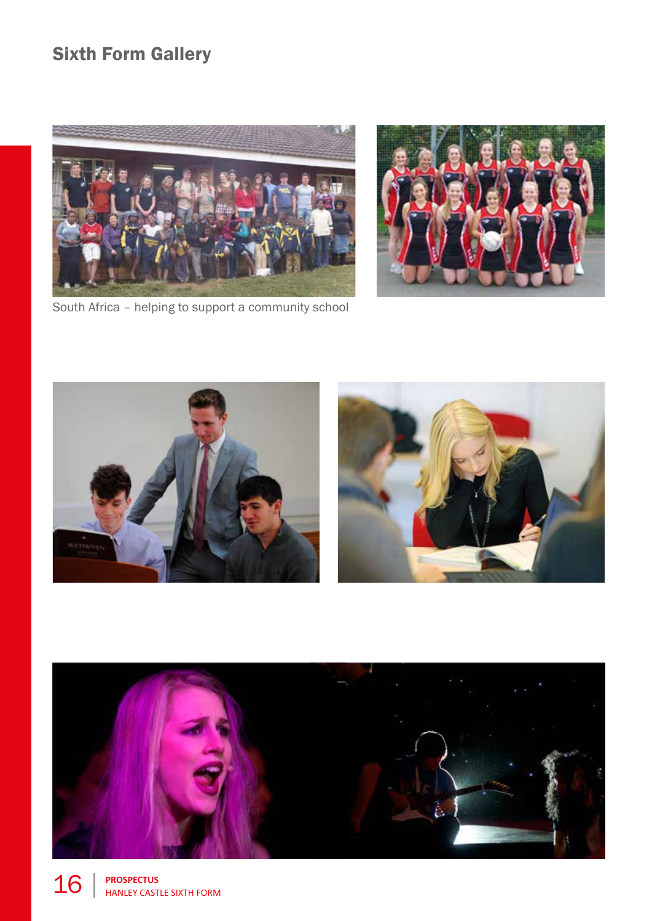## Sixth Form Gallery

South Africa – helping to support a community school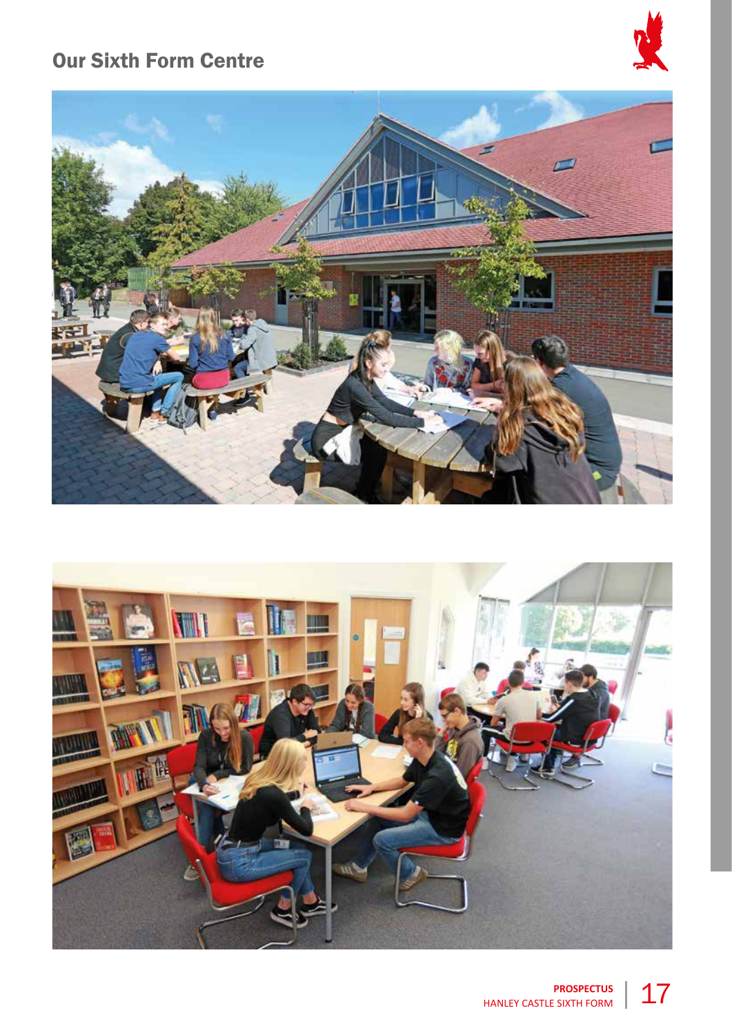## Our Sixth Form Centre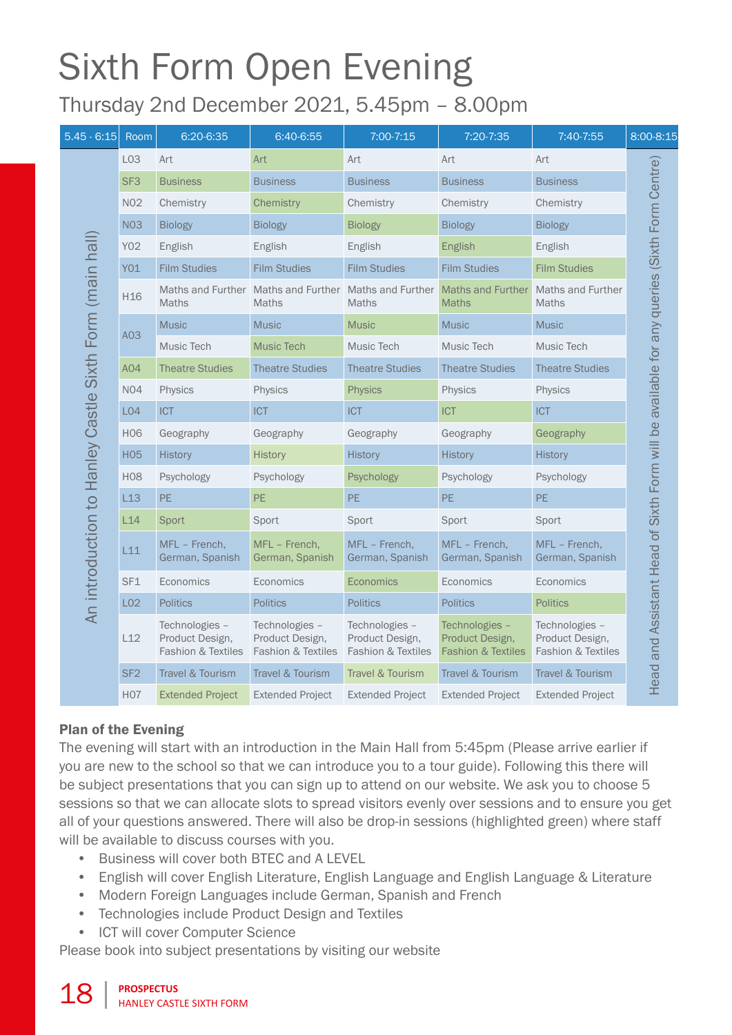# Sixth Form Open Evening

## Thursday 2nd December 2021, 5.45pm – 8.00pm

| 5.45 - 6:15 | Room | 6:20-6:35 | 6:40-6:55 | 7:00-7:15 | 7:20-7:35 | 7:40-7:55 | 8:00-8:15 |
|---|---|---|---|---|---|---|---|
| An introduction to Hanley Castle Sixth Form (main hall) | L03 | Art | Art | Art | Art | Art | Head and Assistant Head of Sixth Form will be available for any queries (Sixth Form Centre) |
| | SF3 | Business | Business | Business | Business | Business | |
| | N02 | Chemistry | Chemistry | Chemistry | Chemistry | Chemistry | |
| | N03 | Biology | Biology | Biology | Biology | Biology | |
| | Y02 | English | English | English | English | English | |
| | Y01 | Film Studies | Film Studies | Film Studies | Film Studies | Film Studies | |
| | H16 | Maths and Further Maths | Maths and Further Maths | Maths and Further Maths | Maths and Further Maths | Maths and Further Maths | |
| | A03 | Music | Music | Music | Music | Music | |
| | A03 | Music Tech | Music Tech | Music Tech | Music Tech | Music Tech | |
| | A04 | Theatre Studies | Theatre Studies | Theatre Studies | Theatre Studies | Theatre Studies | |
| | N04 | Physics | Physics | Physics | Physics | Physics | |
| | L04 | ICT | ICT | ICT | ICT | ICT | |
| | H06 | Geography | Geography | Geography | Geography | Geography | |
| | H05 | History | History | History | History | History | |
| | H08 | Psychology | Psychology | Psychology | Psychology | Psychology | |
| | L13 | PE | PE | PE | PE | PE | |
| | L14 | Sport | Sport | Sport | Sport | Sport | |
| | L11 | MFL – French, German, Spanish | MFL – French, German, Spanish | MFL – French, German, Spanish | MFL – French, German, Spanish | MFL – French, German, Spanish | |
| | SF1 | Economics | Economics | Economics | Economics | Economics | |
| | L02 | Politics | Politics | Politics | Politics | Politics | |
| | L12 | Technologies – Product Design, Fashion & Textiles | Technologies – Product Design, Fashion & Textiles | Technologies – Product Design, Fashion & Textiles | Technologies – Product Design, Fashion & Textiles | Technologies – Product Design, Fashion & Textiles | |
| | SF2 | Travel & Tourism | Travel & Tourism | Travel & Tourism | Travel & Tourism | Travel & Tourism | |
| | H07 | Extended Project | Extended Project | Extended Project | Extended Project | Extended Project | |

**Plan of the Evening**

The evening will start with an introduction in the Main Hall from 5:45pm (Please arrive earlier if you are new to the school so that we can introduce you to a tour guide). Following this there will be subject presentations that you can sign up to attend on our website. We ask you to choose 5 sessions so that we can allocate slots to spread visitors evenly over sessions and to ensure you get all of your questions answered. There will also be drop-in sessions (highlighted green) where staff will be available to discuss courses with you.

- Business will cover both BTEC and A LEVEL
- English will cover English Literature, English Language and English Language & Literature
- Modern Foreign Languages include German, Spanish and French
- Technologies include Product Design and Textiles
- ICT will cover Computer Science

Please book into subject presentations by visiting our website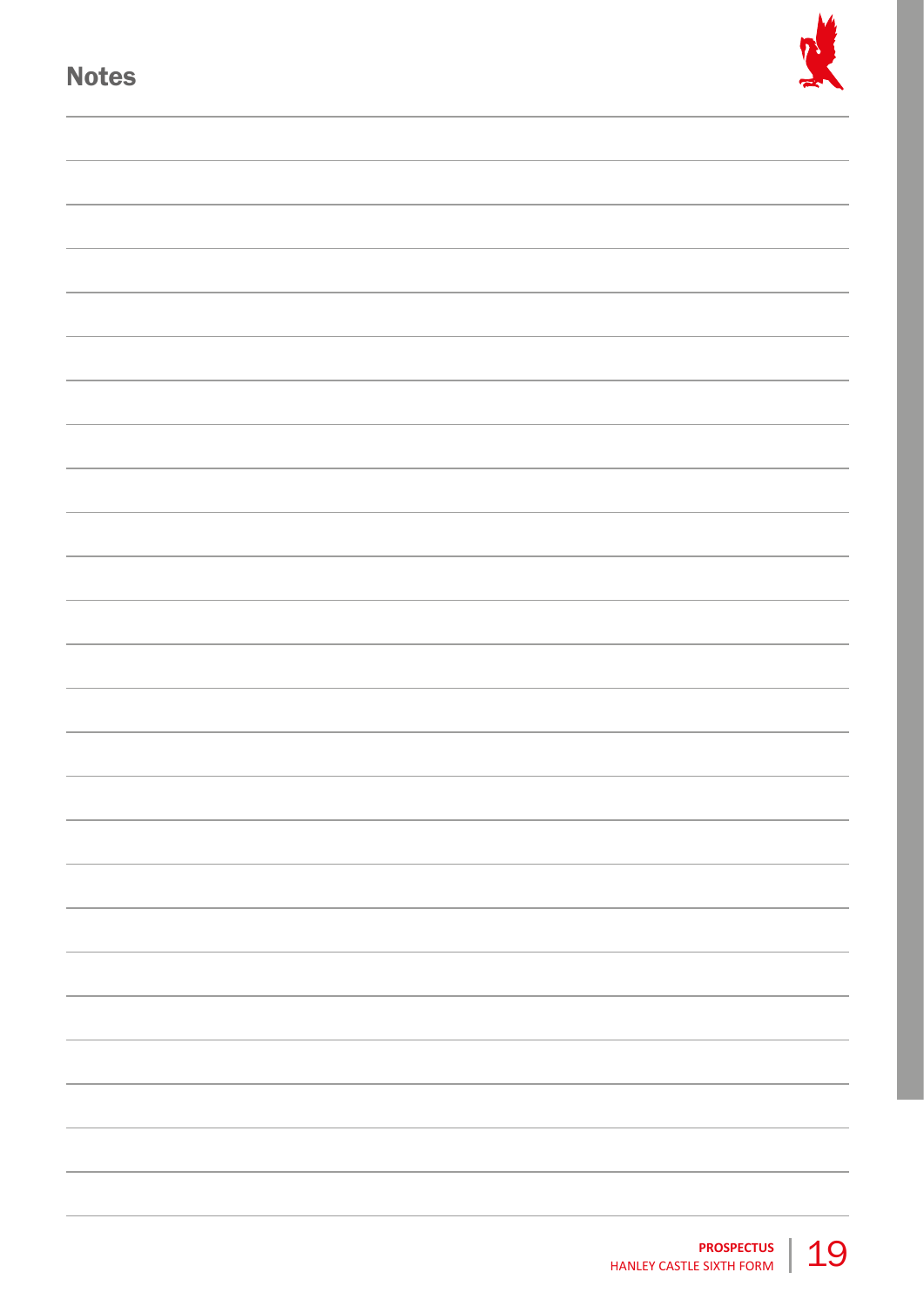## Notes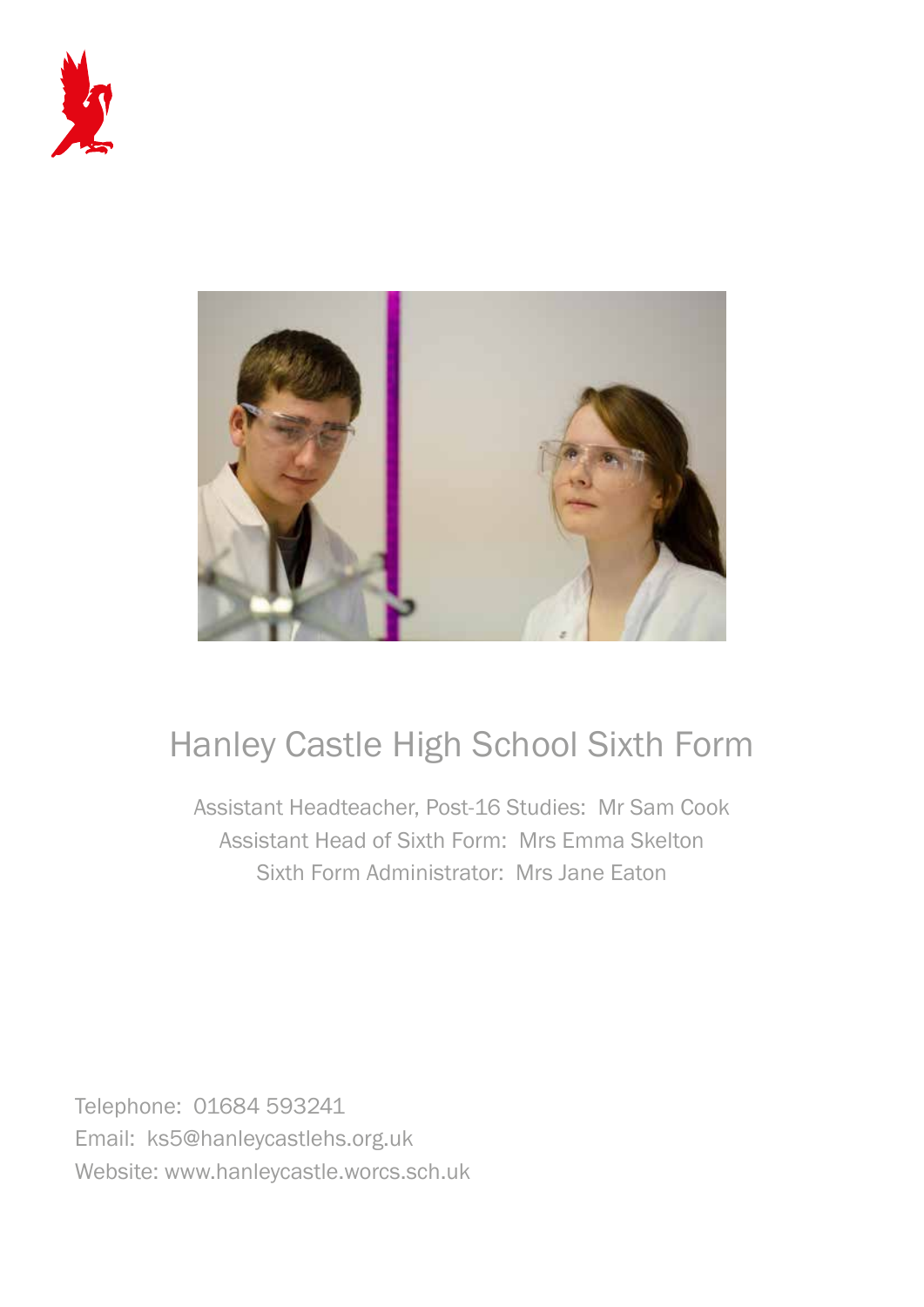# Hanley Castle High School Sixth Form

Assistant Headteacher, Post-16 Studies: Mr Sam Cook
Assistant Head of Sixth Form: Mrs Emma Skelton
Sixth Form Administrator: Mrs Jane Eaton

Telephone: 01684 593241
Email: ks5@hanleycastlehs.org.uk
Website: www.hanleycastle.worcs.sch.uk